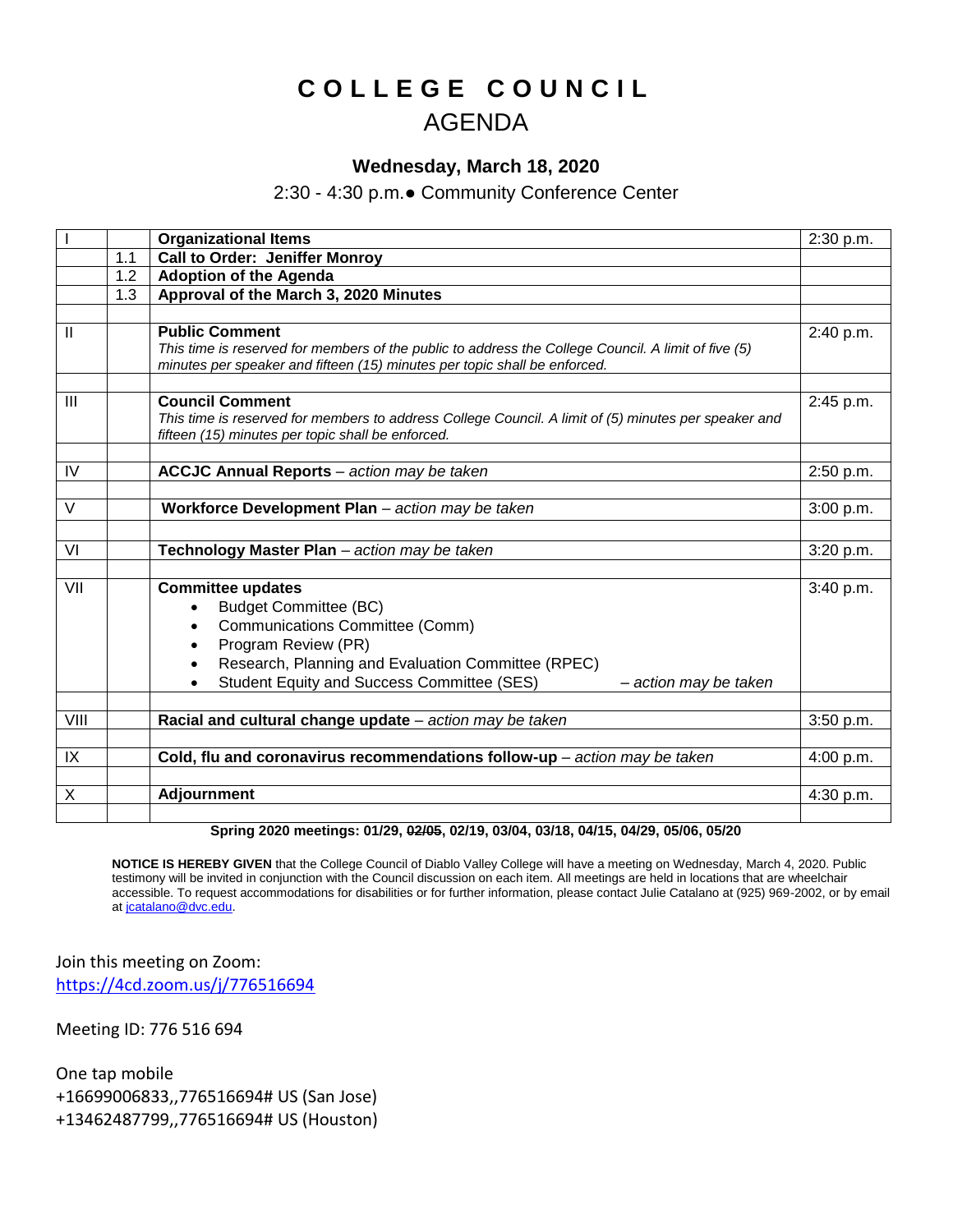# COLLEGE COUNCIL

## AGENDA

### Wednesday, March 18, 2020

2:30 - 4:30 p.m.● Community Conference Center

| | | | |
|---|---|---|---|
| I | | **Organizational Items** | 2:30 p.m. |
| | 1.1 | **Call to Order: Jeniffer Monroy** | |
| | 1.2 | **Adoption of the Agenda** | |
| | 1.3 | **Approval of the March 3, 2020 Minutes** | |
| | | | |
| II | | **Public Comment**<br>*This time is reserved for members of the public to address the College Council. A limit of five (5) minutes per speaker and fifteen (15) minutes per topic shall be enforced.* | 2:40 p.m. |
| | | | |
| III | | **Council Comment**<br>*This time is reserved for members to address College Council. A limit of (5) minutes per speaker and fifteen (15) minutes per topic shall be enforced.* | 2:45 p.m. |
| | | | |
| IV | | **ACCJC Annual Reports** – *action may be taken* | 2:50 p.m. |
| | | | |
| V | | **Workforce Development Plan** – *action may be taken* | 3:00 p.m. |
| | | | |
| VI | | **Technology Master Plan** – *action may be taken* | 3:20 p.m. |
| | | | |
| VII | | **Committee updates**<br>• Budget Committee (BC)<br>• Communications Committee (Comm)<br>• Program Review (PR)<br>• Research, Planning and Evaluation Committee (RPEC)<br>• Student Equity and Success Committee (SES) – *action may be taken* | 3:40 p.m. |
| | | | |
| VIII | | **Racial and cultural change update** – *action may be taken* | 3:50 p.m. |
| | | | |
| IX | | **Cold, flu and coronavirus recommendations follow-up** – *action may be taken* | 4:00 p.m. |
| | | | |
| X | | **Adjournment** | 4:30 p.m. |
| | | | |

**Spring 2020 meetings: 01/29, ~~02/05~~, 02/19, 03/04, 03/18, 04/15, 04/29, 05/06, 05/20**

**NOTICE IS HEREBY GIVEN** that the College Council of Diablo Valley College will have a meeting on Wednesday, March 4, 2020. Public testimony will be invited in conjunction with the Council discussion on each item. All meetings are held in locations that are wheelchair accessible. To request accommodations for disabilities or for further information, please contact Julie Catalano at (925) 969-2002, or by email at jcatalano@dvc.edu.

Join this meeting on Zoom:
https://4cd.zoom.us/j/776516694

Meeting ID: 776 516 694

One tap mobile
+16699006833,,776516694# US (San Jose)
+13462487799,,776516694# US (Houston)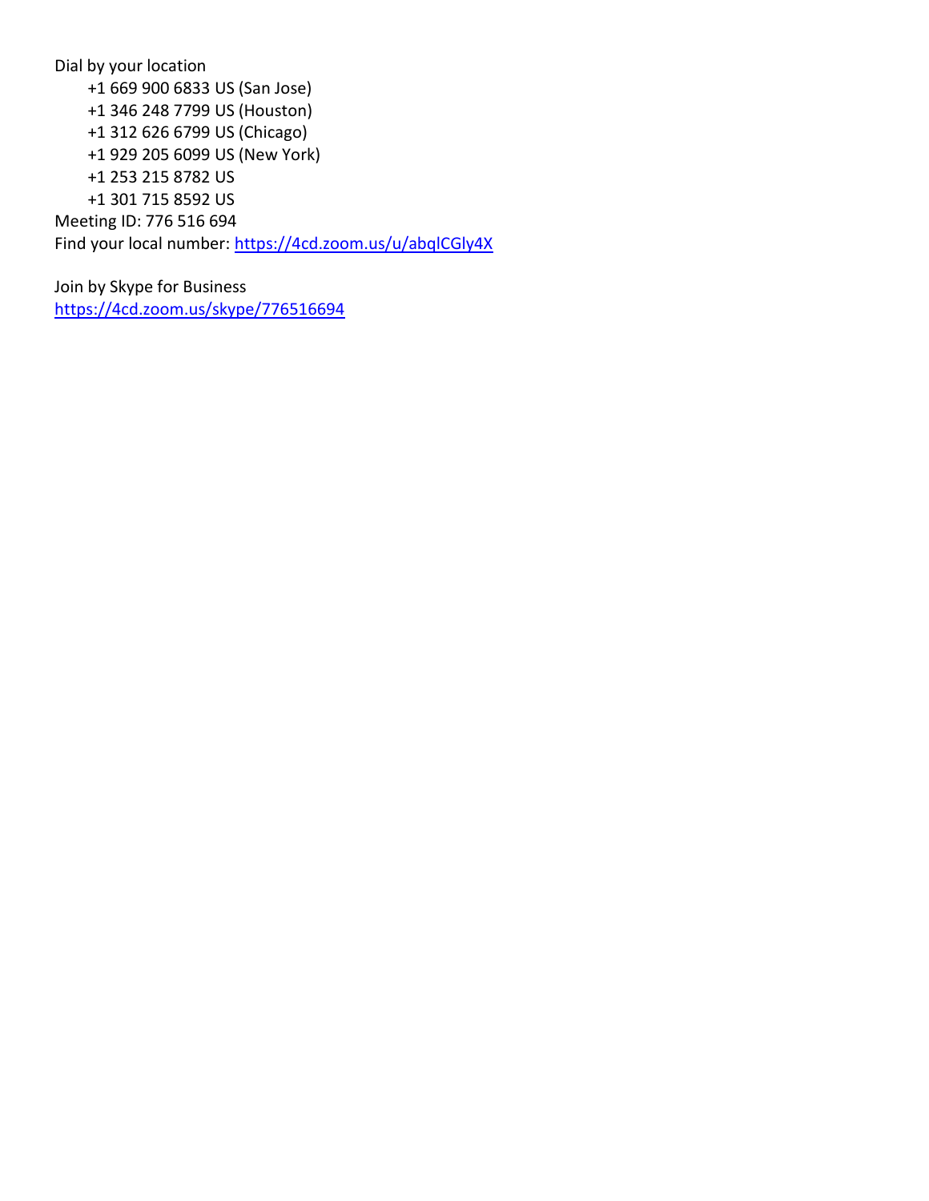Dial by your location

- +1 669 900 6833 US (San Jose)
- +1 346 248 7799 US (Houston)
- +1 312 626 6799 US (Chicago)
- +1 929 205 6099 US (New York)
- +1 253 215 8782 US
- +1 301 715 8592 US

Meeting ID: 776 516 694

Find your local number: https://4cd.zoom.us/u/abqlCGly4X

Join by Skype for Business

https://4cd.zoom.us/skype/776516694